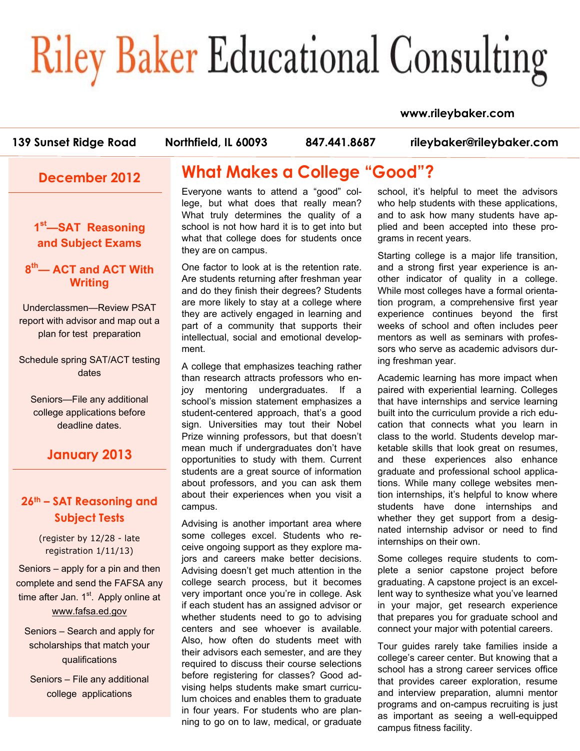# Riley Baker Educational Consulting

www.rileybaker.com

139 Sunset Ridge Road | Northfield, IL 60093 | 847.441.8687 | rileybaker@rileybaker.com

## December 2012

**1st—SAT Reasoning and Subject Exams**

**8th— ACT and ACT With Writing**

Underclassmen—Review PSAT report with advisor and map out a plan for test preparation

Schedule spring SAT/ACT testing dates

Seniors—File any additional college applications before deadline dates.

## January 2013

**26th – SAT Reasoning and Subject Tests**

(register by 12/28 - late registration 1/11/13)

Seniors – apply for a pin and then complete and send the FAFSA any time after Jan. 1st. Apply online at www.fafsa.ed.gov

Seniors – Search and apply for scholarships that match your qualifications

Seniors – File any additional college applications

## What Makes a College "Good"?

Everyone wants to attend a "good" college, but what does that really mean? What truly determines the quality of a school is not how hard it is to get into but what that college does for students once they are on campus.

One factor to look at is the retention rate. Are students returning after freshman year and do they finish their degrees? Students are more likely to stay at a college where they are actively engaged in learning and part of a community that supports their intellectual, social and emotional development.

A college that emphasizes teaching rather than research attracts professors who enjoy mentoring undergraduates. If a school's mission statement emphasizes a student-centered approach, that's a good sign. Universities may tout their Nobel Prize winning professors, but that doesn't mean much if undergraduates don't have opportunities to study with them. Current students are a great source of information about professors, and you can ask them about their experiences when you visit a campus.

Advising is another important area where some colleges excel. Students who receive ongoing support as they explore majors and careers make better decisions. Advising doesn't get much attention in the college search process, but it becomes very important once you're in college. Ask if each student has an assigned advisor or whether students need to go to advising centers and see whoever is available. Also, how often do students meet with their advisors each semester, and are they required to discuss their course selections before registering for classes? Good advising helps students make smart curriculum choices and enables them to graduate in four years. For students who are planning to go on to law, medical, or graduate school, it's helpful to meet the advisors who help students with these applications, and to ask how many students have applied and been accepted into these programs in recent years.

Starting college is a major life transition, and a strong first year experience is another indicator of quality in a college. While most colleges have a formal orientation program, a comprehensive first year experience continues beyond the first weeks of school and often includes peer mentors as well as seminars with professors who serve as academic advisors during freshman year.

Academic learning has more impact when paired with experiential learning. Colleges that have internships and service learning built into the curriculum provide a rich education that connects what you learn in class to the world. Students develop marketable skills that look great on resumes, and these experiences also enhance graduate and professional school applications. While many college websites mention internships, it's helpful to know where students have done internships and whether they get support from a designated internship advisor or need to find internships on their own.

Some colleges require students to complete a senior capstone project before graduating. A capstone project is an excellent way to synthesize what you've learned in your major, get research experience that prepares you for graduate school and connect your major with potential careers.

Tour guides rarely take families inside a college's career center. But knowing that a school has a strong career services office that provides career exploration, resume and interview preparation, alumni mentor programs and on-campus recruiting is just as important as seeing a well-equipped campus fitness facility.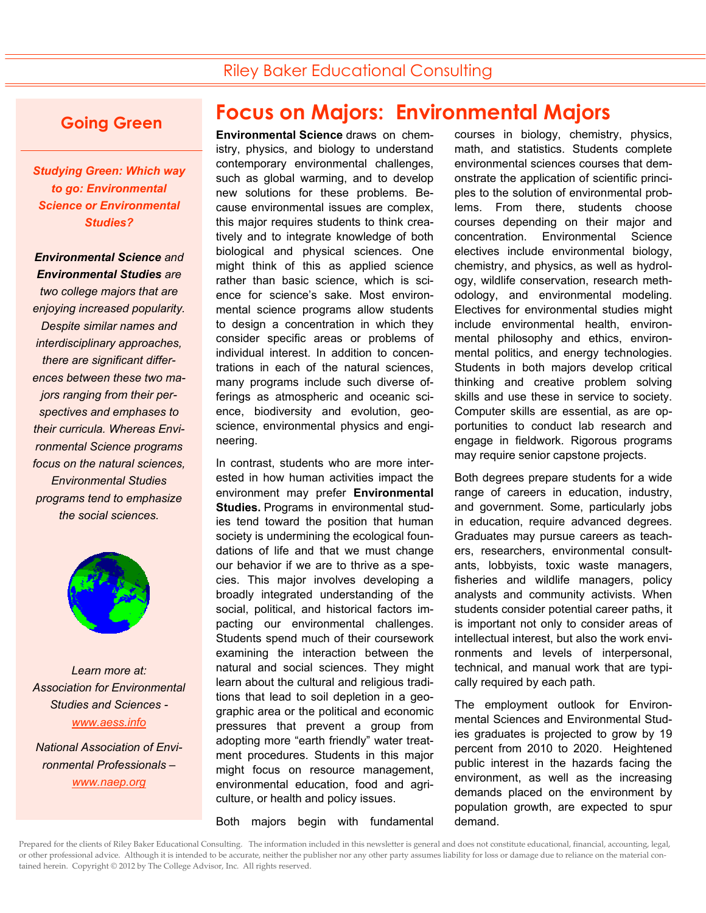Riley Baker Educational Consulting

## Going Green

***Studying Green: Which way to go: Environmental Science or Environmental Studies?***

***Environmental Science*** *and* ***Environmental Studies*** *are two college majors that are enjoying increased popularity. Despite similar names and interdisciplinary approaches, there are significant differences between these two majors ranging from their perspectives and emphases to their curricula. Whereas Environmental Science programs focus on the natural sciences, Environmental Studies programs tend to emphasize the social sciences.*

*Learn more at:*
*Association for Environmental Studies and Sciences - [www.aess.info](www.aess.info)*

*National Association of Environmental Professionals – [www.naep.org](www.naep.org)*

# Focus on Majors: Environmental Majors

**Environmental Science** draws on chemistry, physics, and biology to understand contemporary environmental challenges, such as global warming, and to develop new solutions for these problems. Because environmental issues are complex, this major requires students to think creatively and to integrate knowledge of both biological and physical sciences. One might think of this as applied science rather than basic science, which is science for science's sake. Most environmental science programs allow students to design a concentration in which they consider specific areas or problems of individual interest. In addition to concentrations in each of the natural sciences, many programs include such diverse offerings as atmospheric and oceanic science, biodiversity and evolution, geoscience, environmental physics and engineering.

In contrast, students who are more interested in how human activities impact the environment may prefer **Environmental Studies.** Programs in environmental studies tend toward the position that human society is undermining the ecological foundations of life and that we must change our behavior if we are to thrive as a species. This major involves developing a broadly integrated understanding of the social, political, and historical factors impacting our environmental challenges. Students spend much of their coursework examining the interaction between the natural and social sciences. They might learn about the cultural and religious traditions that lead to soil depletion in a geographic area or the political and economic pressures that prevent a group from adopting more "earth friendly" water treatment procedures. Students in this major might focus on resource management, environmental education, food and agriculture, or health and policy issues.

Both majors begin with fundamental courses in biology, chemistry, physics, math, and statistics. Students complete environmental sciences courses that demonstrate the application of scientific principles to the solution of environmental problems. From there, students choose courses depending on their major and concentration. Environmental Science electives include environmental biology, chemistry, and physics, as well as hydrology, wildlife conservation, research methodology, and environmental modeling. Electives for environmental studies might include environmental health, environmental philosophy and ethics, environmental politics, and energy technologies. Students in both majors develop critical thinking and creative problem solving skills and use these in service to society. Computer skills are essential, as are opportunities to conduct lab research and engage in fieldwork. Rigorous programs may require senior capstone projects.

Both degrees prepare students for a wide range of careers in education, industry, and government. Some, particularly jobs in education, require advanced degrees. Graduates may pursue careers as teachers, researchers, environmental consultants, lobbyists, toxic waste managers, fisheries and wildlife managers, policy analysts and community activists. When students consider potential career paths, it is important not only to consider areas of intellectual interest, but also the work environments and levels of interpersonal, technical, and manual work that are typically required by each path.

The employment outlook for Environmental Sciences and Environmental Studies graduates is projected to grow by 19 percent from 2010 to 2020. Heightened public interest in the hazards facing the environment, as well as the increasing demands placed on the environment by population growth, are expected to spur demand.

Prepared for the clients of Riley Baker Educational Consulting. The information included in this newsletter is general and does not constitute educational, financial, accounting, legal, or other professional advice. Although it is intended to be accurate, neither the publisher nor any other party assumes liability for loss or damage due to reliance on the material contained herein. Copyright © 2012 by The College Advisor, Inc. All rights reserved.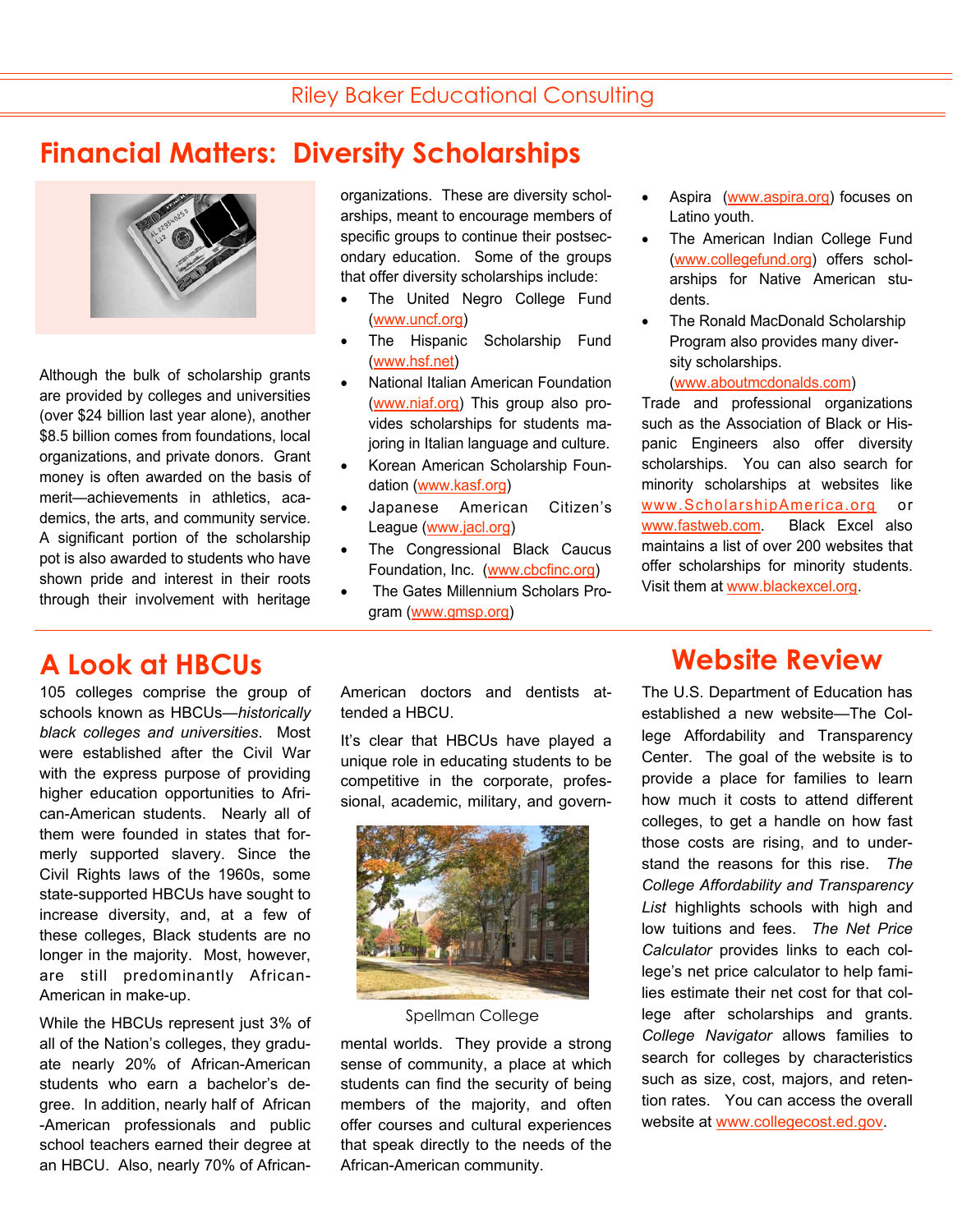# Financial Matters: Diversity Scholarships

Although the bulk of scholarship grants are provided by colleges and universities (over $24 billion last year alone), another $8.5 billion comes from foundations, local organizations, and private donors. Grant money is often awarded on the basis of merit—achievements in athletics, academics, the arts, and community service. A significant portion of the scholarship pot is also awarded to students who have shown pride and interest in their roots through their involvement with heritage organizations. These are diversity scholarships, meant to encourage members of specific groups to continue their postsecondary education. Some of the groups that offer diversity scholarships include:

- The United Negro College Fund (www.uncf.org)
- The Hispanic Scholarship Fund (www.hsf.net)
- National Italian American Foundation (www.niaf.org) This group also provides scholarships for students majoring in Italian language and culture.
- Korean American Scholarship Foundation (www.kasf.org)
- Japanese American Citizen's League (www.jacl.org)
- The Congressional Black Caucus Foundation, Inc. (www.cbcfinc.org)
- The Gates Millennium Scholars Program (www.gmsp.org)
- Aspira (www.aspira.org) focuses on Latino youth.
- The American Indian College Fund (www.collegefund.org) offers scholarships for Native American students.
- The Ronald MacDonald Scholarship Program also provides many diversity scholarships. (www.aboutmcdonalds.com)

Trade and professional organizations such as the Association of Black or Hispanic Engineers also offer diversity scholarships. You can also search for minority scholarships at websites like www.ScholarshipAmerica.org or www.fastweb.com. Black Excel also maintains a list of over 200 websites that offer scholarships for minority students. Visit them at www.blackexcel.org.

# A Look at HBCUs

105 colleges comprise the group of schools known as HBCUs—*historically black colleges and universities*. Most were established after the Civil War with the express purpose of providing higher education opportunities to African-American students. Nearly all of them were founded in states that formerly supported slavery. Since the Civil Rights laws of the 1960s, some state-supported HBCUs have sought to increase diversity, and, at a few of these colleges, Black students are no longer in the majority. Most, however, are still predominantly African-American in make-up.

While the HBCUs represent just 3% of all of the Nation's colleges, they graduate nearly 20% of African-American students who earn a bachelor's degree. In addition, nearly half of African-American professionals and public school teachers earned their degree at an HBCU. Also, nearly 70% of African-American doctors and dentists attended a HBCU.

It's clear that HBCUs have played a unique role in educating students to be competitive in the corporate, professional, academic, military, and governmental worlds. They provide a strong sense of community, a place at which students can find the security of being members of the majority, and often offer courses and cultural experiences that speak directly to the needs of the African-American community.

Spellman College

# Website Review

The U.S. Department of Education has established a new website—The College Affordability and Transparency Center. The goal of the website is to provide a place for families to learn how much it costs to attend different colleges, to get a handle on how fast those costs are rising, and to understand the reasons for this rise. *The College Affordability and Transparency List* highlights schools with high and low tuitions and fees. *The Net Price Calculator* provides links to each college's net price calculator to help families estimate their net cost for that college after scholarships and grants. *College Navigator* allows families to search for colleges by characteristics such as size, cost, majors, and retention rates. You can access the overall website at www.collegecost.ed.gov.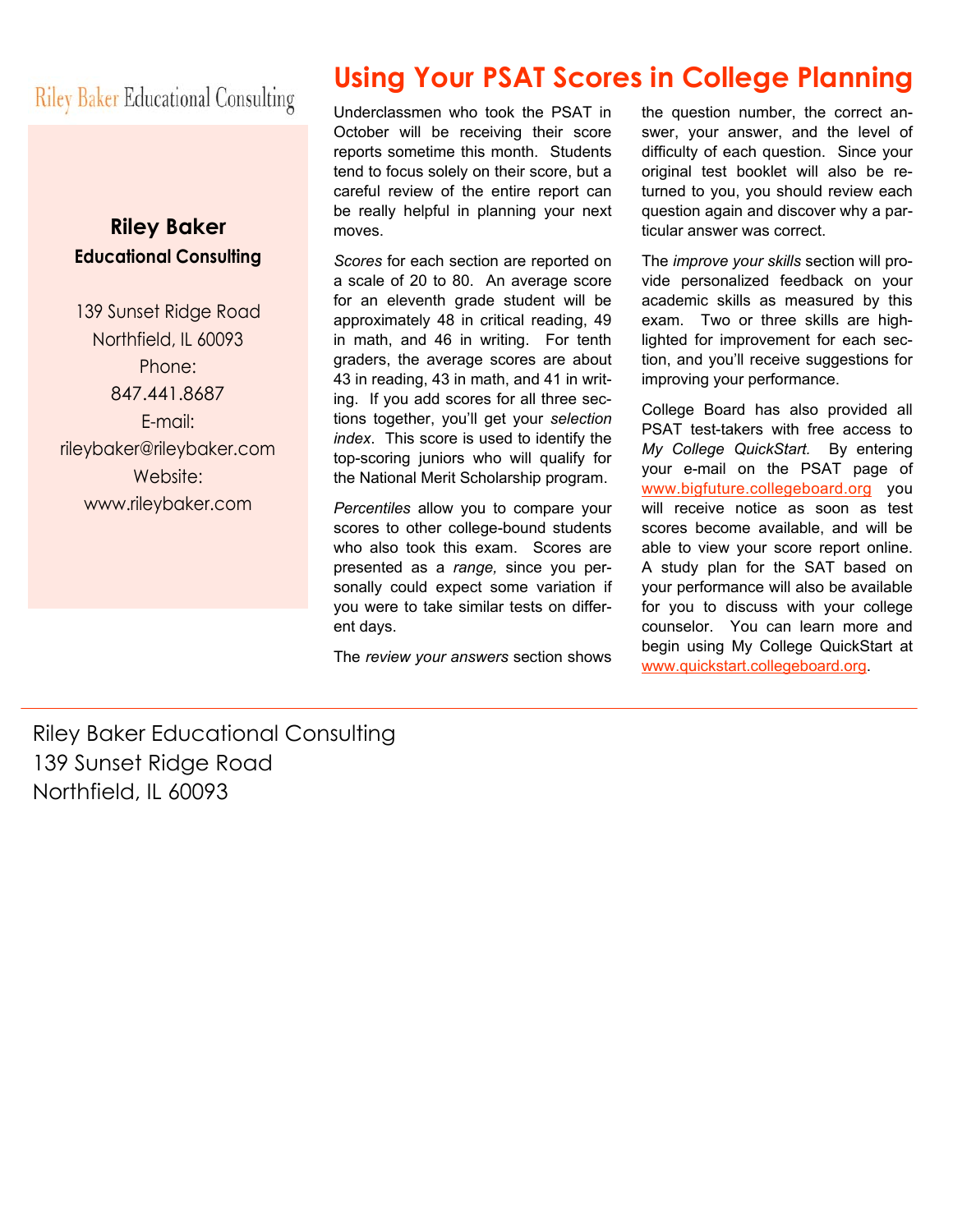Riley Baker Educational Consulting

**Riley Baker**

**Educational Consulting**

139 Sunset Ridge Road
Northfield, IL 60093
Phone:
847.441.8687
E-mail:
rileybaker@rileybaker.com
Website:
www.rileybaker.com

# Using Your PSAT Scores in College Planning

Underclassmen who took the PSAT in October will be receiving their score reports sometime this month. Students tend to focus solely on their score, but a careful review of the entire report can be really helpful in planning your next moves.

*Scores* for each section are reported on a scale of 20 to 80. An average score for an eleventh grade student will be approximately 48 in critical reading, 49 in math, and 46 in writing. For tenth graders, the average scores are about 43 in reading, 43 in math, and 41 in writing. If you add scores for all three sections together, you'll get your *selection index*. This score is used to identify the top-scoring juniors who will qualify for the National Merit Scholarship program.

*Percentiles* allow you to compare your scores to other college-bound students who also took this exam. Scores are presented as a *range,* since you personally could expect some variation if you were to take similar tests on different days.

The *review your answers* section shows the question number, the correct answer, your answer, and the level of difficulty of each question. Since your original test booklet will also be returned to you, you should review each question again and discover why a particular answer was correct.

The *improve your skills* section will provide personalized feedback on your academic skills as measured by this exam. Two or three skills are highlighted for improvement for each section, and you'll receive suggestions for improving your performance.

College Board has also provided all PSAT test-takers with free access to *My College QuickStart.* By entering your e-mail on the PSAT page of www.bigfuture.collegeboard.org you will receive notice as soon as test scores become available, and will be able to view your score report online. A study plan for the SAT based on your performance will also be available for you to discuss with your college counselor. You can learn more and begin using My College QuickStart at www.quickstart.collegeboard.org.

---

Riley Baker Educational Consulting
139 Sunset Ridge Road
Northfield, IL 60093